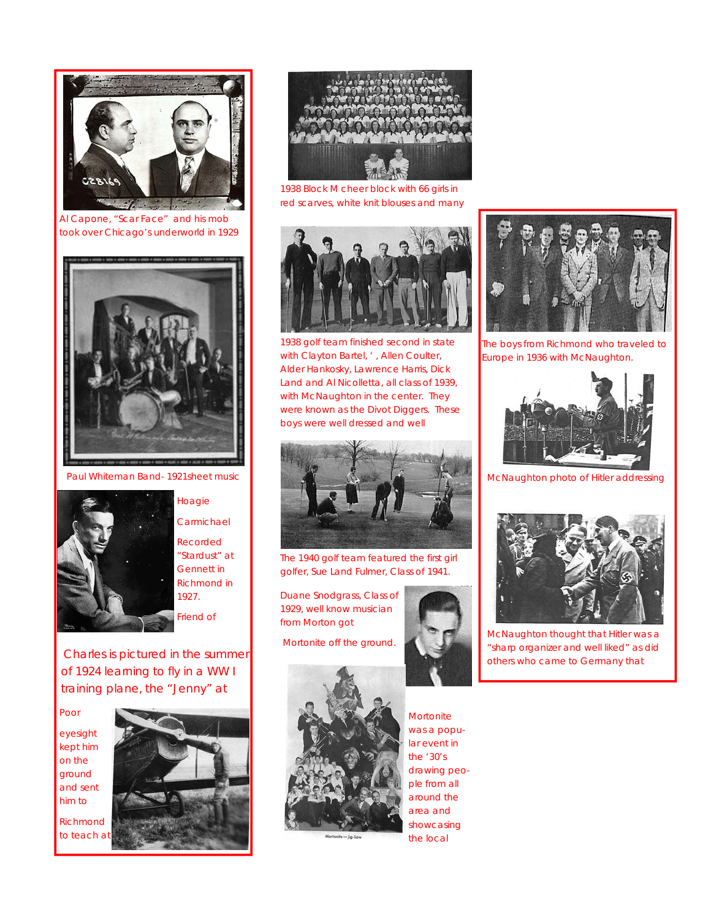Al Capone, "Scar Face" and his mob took over Chicago's underworld in 1929

Paul Whiteman Band- 1921sheet music

Hoagie Carmichael Recorded "Stardust" at Gennett in Richmond in 1927.

Friend of

Charles is pictured in the summer of 1924 learning to fly in a WW I training plane, the "Jenny" at

Poor eyesight kept him on the ground and sent him to Richmond to teach at

1938 Block M cheer block with 66 girls in red scarves, white knit blouses and many

1938 golf team finished second in state with Clayton Bartel, ' , Allen Coulter, Alder Hankosky, Lawrence Harris, Dick Land and Al Nicolletta, all class of 1939, with McNaughton in the center. They were known as the Divot Diggers. These boys were well dressed and well

The 1940 golf team featured the first girl golfer, Sue Land Fulmer, Class of 1941.

Duane Snodgrass, Class of 1929, well know musician from Morton got Mortonite off the ground.

Mortonite—Jig-Saw

Mortonite was a popular event in the '30's drawing people from all around the area and showcasing the local

The boys from Richmond who traveled to Europe in 1936 with McNaughton.

McNaughton photo of Hitler addressing

McNaughton thought that Hitler was a "sharp organizer and well liked" as did others who came to Germany that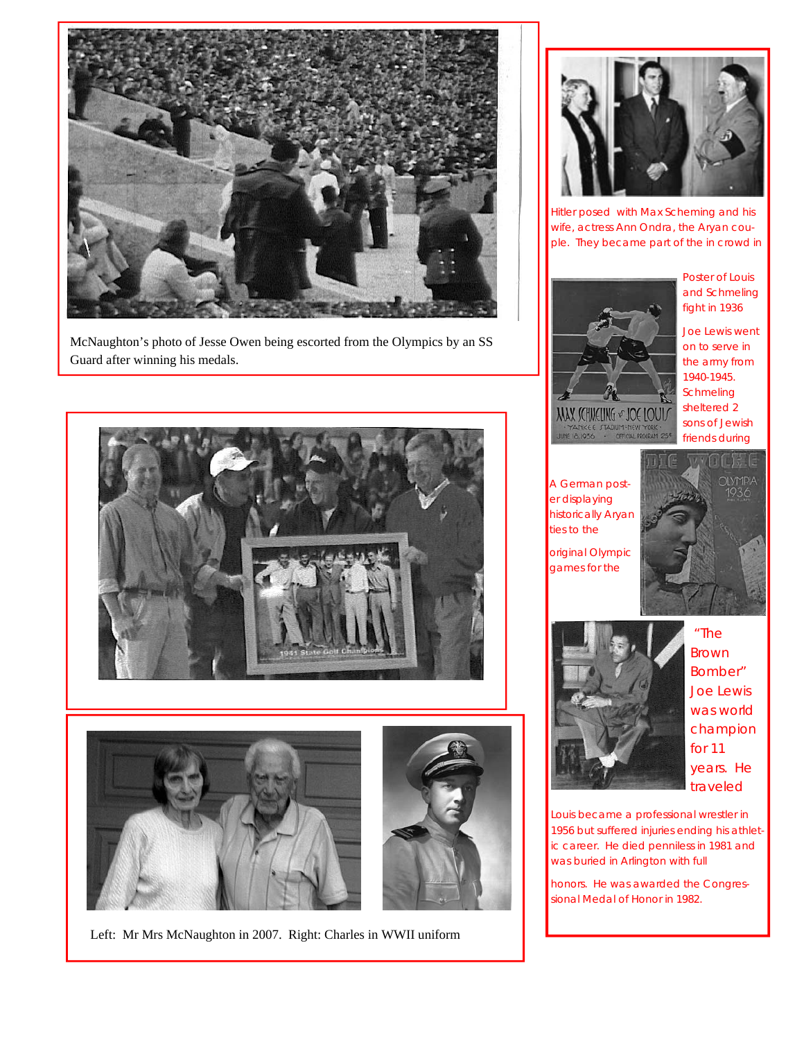McNaughton's photo of Jesse Owen being escorted from the Olympics by an SS Guard after winning his medals.

Left: Mr Mrs McNaughton in 2007. Right: Charles in WWII uniform

Hitler posed with Max Scheming and his wife, actress Ann Ondra, the Aryan couple. They became part of the in crowd in

Poster of Louis and Schmeling fight in 1936

Joe Lewis went on to serve in the army from 1940-1945. Schmeling sheltered 2 sons of Jewish friends during

A German poster displaying historically Aryan ties to the original Olympic games for the

"The Brown Bomber" Joe Lewis was world champion for 11 years. He traveled

Louis became a professional wrestler in 1956 but suffered injuries ending his athletic career. He died penniless in 1981 and was buried in Arlington with full honors. He was awarded the Congressional Medal of Honor in 1982.